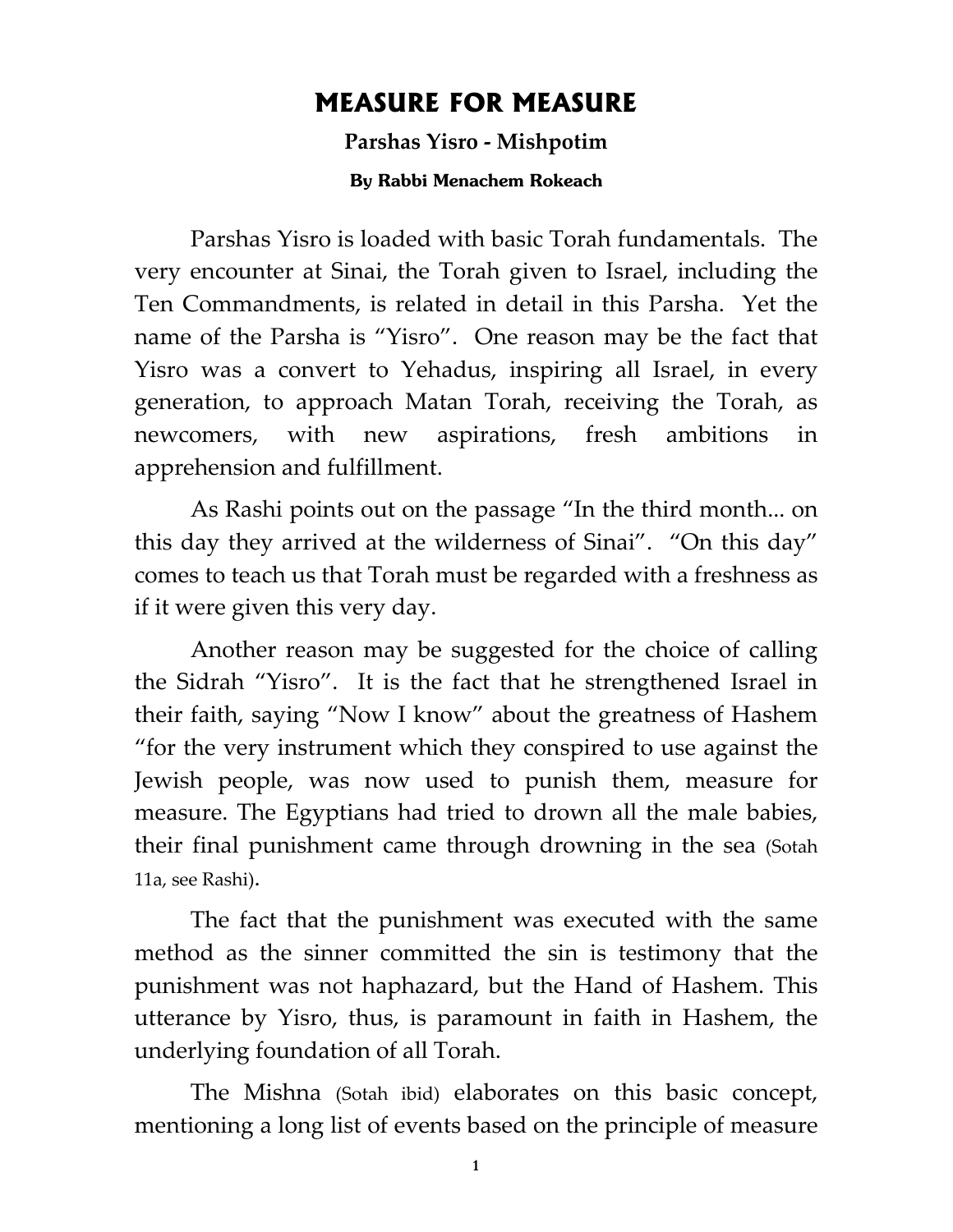# MEASURE FOR MEASURE

**Parshas Yisro - Mishpotim**

**By Rabbi Menachem Rokeach**

Parshas Yisro is loaded with basic Torah fundamentals. The very encounter at Sinai, the Torah given to Israel, including the Ten Commandments, is related in detail in this Parsha. Yet the name of the Parsha is "Yisro". One reason may be the fact that Yisro was a convert to Yehadus, inspiring all Israel, in every generation, to approach Matan Torah, receiving the Torah, as newcomers, with new aspirations, fresh ambitions in apprehension and fulfillment.

As Rashi points out on the passage "In the third month... on this day they arrived at the wilderness of Sinai". "On this day" comes to teach us that Torah must be regarded with a freshness as if it were given this very day.

Another reason may be suggested for the choice of calling the Sidrah "Yisro". It is the fact that he strengthened Israel in their faith, saying "Now I know" about the greatness of Hashem "for the very instrument which they conspired to use against the Jewish people, was now used to punish them, measure for measure. The Egyptians had tried to drown all the male babies, their final punishment came through drowning in the sea (Sotah 11a, see Rashi).

The fact that the punishment was executed with the same method as the sinner committed the sin is testimony that the punishment was not haphazard, but the Hand of Hashem. This utterance by Yisro, thus, is paramount in faith in Hashem, the underlying foundation of all Torah.

The Mishna (Sotah ibid) elaborates on this basic concept, mentioning a long list of events based on the principle of measure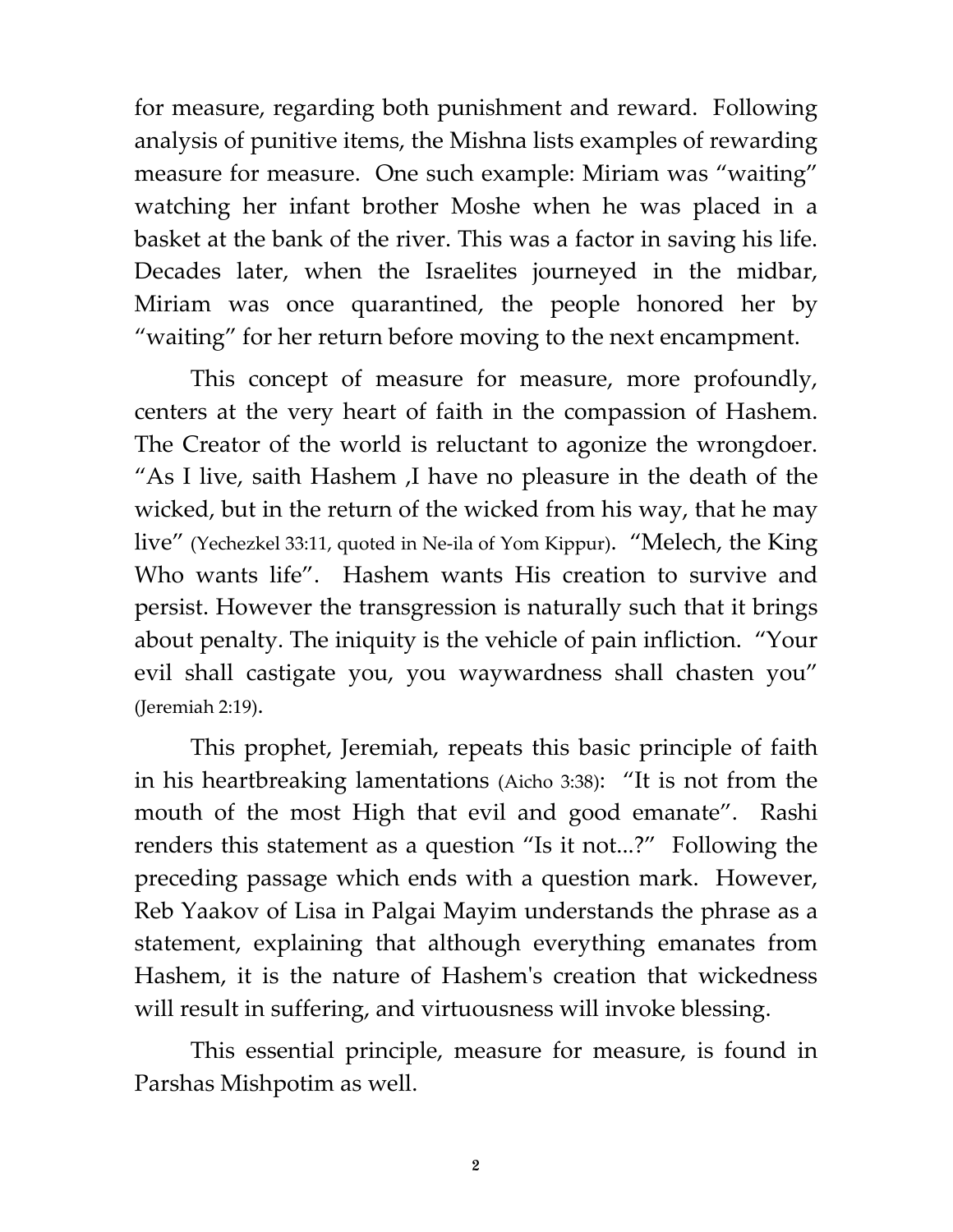for measure, regarding both punishment and reward. Following analysis of punitive items, the Mishna lists examples of rewarding measure for measure. One such example: Miriam was "waiting" watching her infant brother Moshe when he was placed in a basket at the bank of the river. This was a factor in saving his life. Decades later, when the Israelites journeyed in the midbar, Miriam was once quarantined, the people honored her by "waiting" for her return before moving to the next encampment.

This concept of measure for measure, more profoundly, centers at the very heart of faith in the compassion of Hashem. The Creator of the world is reluctant to agonize the wrongdoer. "As I live, saith Hashem ,I have no pleasure in the death of the wicked, but in the return of the wicked from his way, that he may live" (Yechezkel 33:11, quoted in Ne-ila of Yom Kippur). "Melech, the King Who wants life". Hashem wants His creation to survive and persist. However the transgression is naturally such that it brings about penalty. The iniquity is the vehicle of pain infliction. "Your evil shall castigate you, you waywardness shall chasten you" (Jeremiah 2:19).

This prophet, Jeremiah, repeats this basic principle of faith in his heartbreaking lamentations (Aicho 3:38): "It is not from the mouth of the most High that evil and good emanate". Rashi renders this statement as a question "Is it not...?" Following the preceding passage which ends with a question mark. However, Reb Yaakov of Lisa in Palgai Mayim understands the phrase as a statement, explaining that although everything emanates from Hashem, it is the nature of Hashem's creation that wickedness will result in suffering, and virtuousness will invoke blessing.

This essential principle, measure for measure, is found in Parshas Mishpotim as well.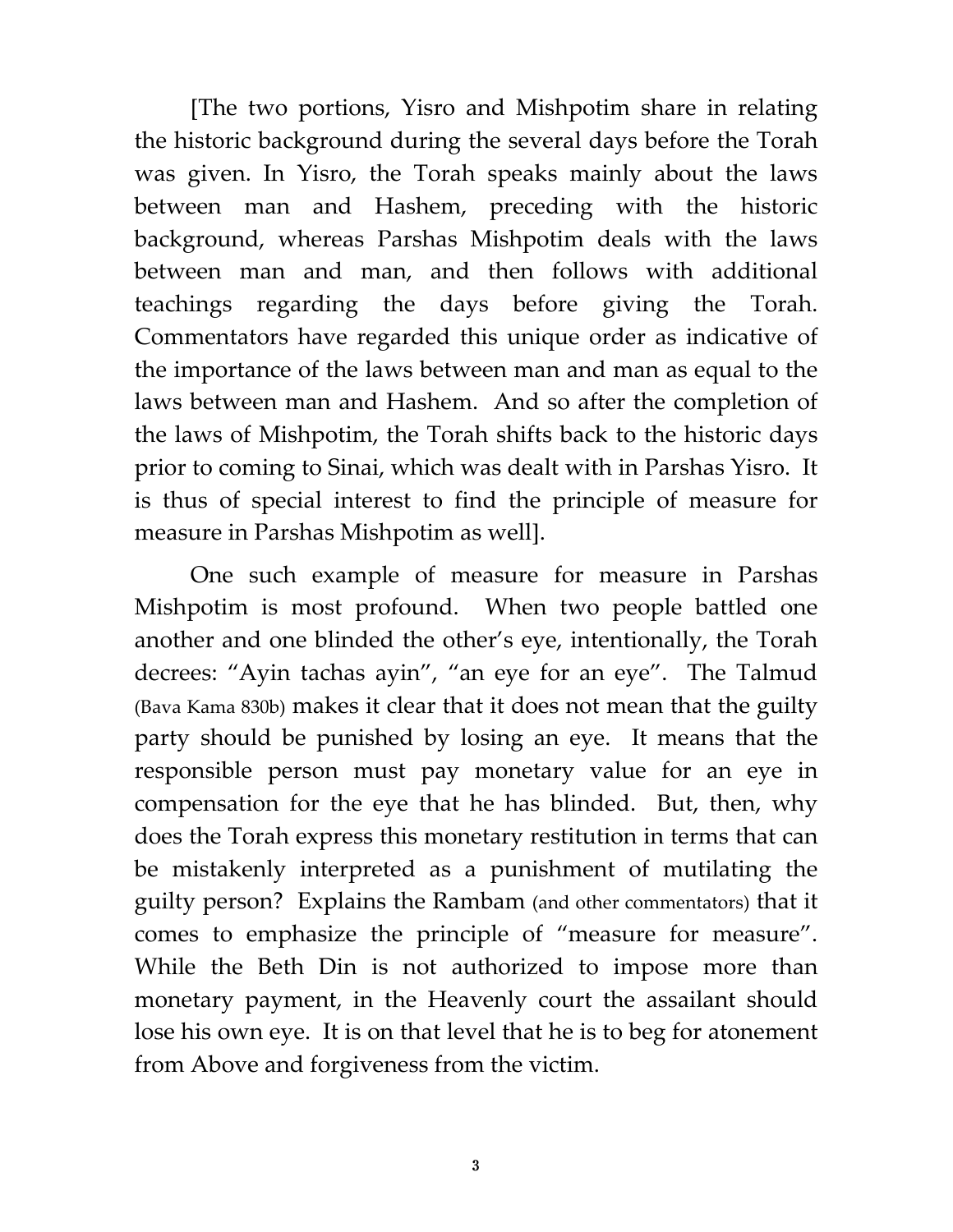[The two portions, Yisro and Mishpotim share in relating the historic background during the several days before the Torah was given. In Yisro, the Torah speaks mainly about the laws between man and Hashem, preceding with the historic background, whereas Parshas Mishpotim deals with the laws between man and man, and then follows with additional teachings regarding the days before giving the Torah. Commentators have regarded this unique order as indicative of the importance of the laws between man and man as equal to the laws between man and Hashem. And so after the completion of the laws of Mishpotim, the Torah shifts back to the historic days prior to coming to Sinai, which was dealt with in Parshas Yisro. It is thus of special interest to find the principle of measure for measure in Parshas Mishpotim as well].

One such example of measure for measure in Parshas Mishpotim is most profound. When two people battled one another and one blinded the other's eye, intentionally, the Torah decrees: "Ayin tachas ayin", "an eye for an eye". The Talmud (Bava Kama 830b) makes it clear that it does not mean that the guilty party should be punished by losing an eye. It means that the responsible person must pay monetary value for an eye in compensation for the eye that he has blinded. But, then, why does the Torah express this monetary restitution in terms that can be mistakenly interpreted as a punishment of mutilating the guilty person? Explains the Rambam (and other commentators) that it comes to emphasize the principle of "measure for measure". While the Beth Din is not authorized to impose more than monetary payment, in the Heavenly court the assailant should lose his own eye. It is on that level that he is to beg for atonement from Above and forgiveness from the victim.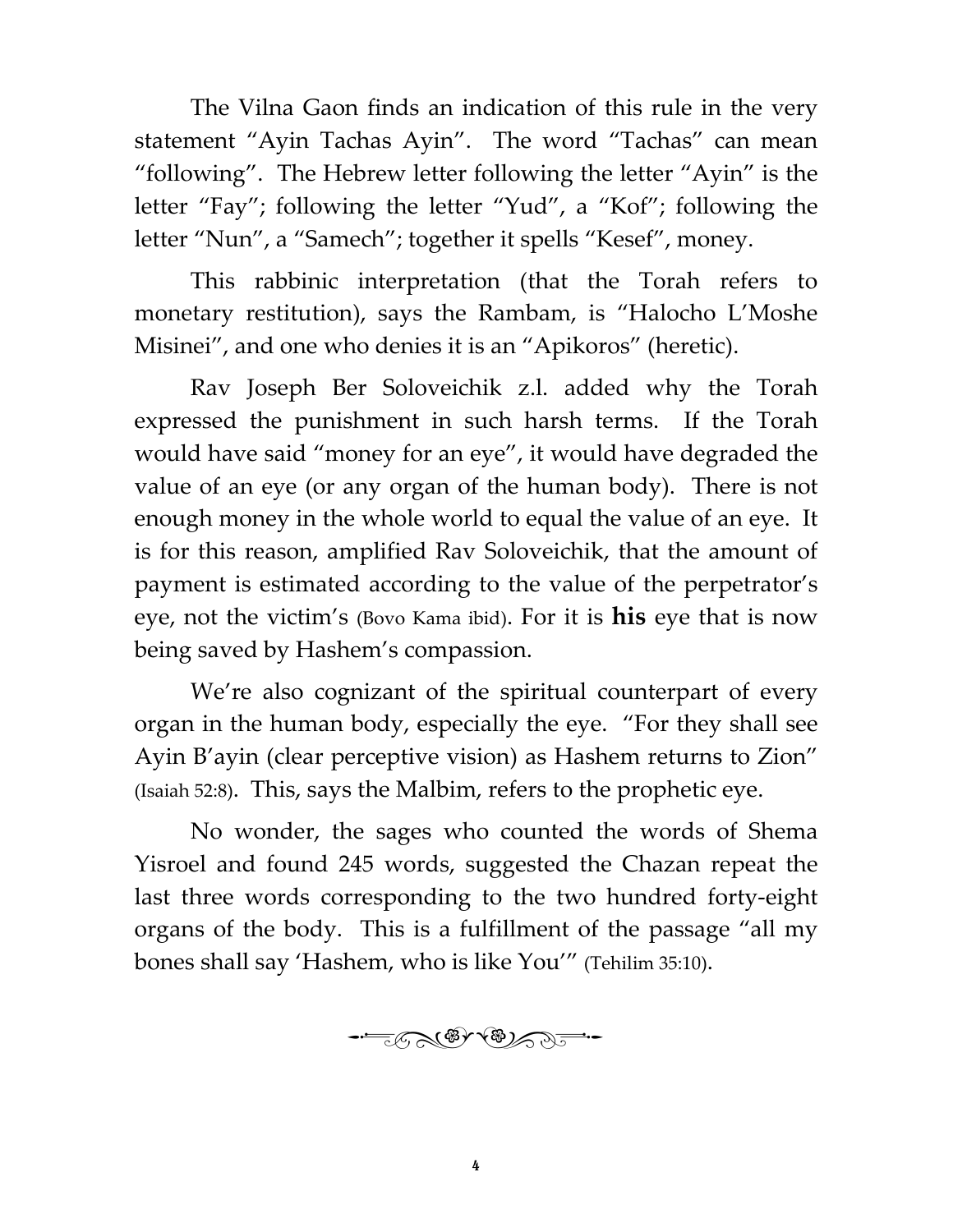The Vilna Gaon finds an indication of this rule in the very statement "Ayin Tachas Ayin". The word "Tachas" can mean "following". The Hebrew letter following the letter "Ayin" is the letter "Fay"; following the letter "Yud", a "Kof"; following the letter "Nun", a "Samech"; together it spells "Kesef", money.

This rabbinic interpretation (that the Torah refers to monetary restitution), says the Rambam, is "Halocho L'Moshe Misinei", and one who denies it is an "Apikoros" (heretic).

Rav Joseph Ber Soloveichik z.l. added why the Torah expressed the punishment in such harsh terms. If the Torah would have said "money for an eye", it would have degraded the value of an eye (or any organ of the human body). There is not enough money in the whole world to equal the value of an eye. It is for this reason, amplified Rav Soloveichik, that the amount of payment is estimated according to the value of the perpetrator's eye, not the victim's (Bovo Kama ibid). For it is **his** eye that is now being saved by Hashem's compassion.

We're also cognizant of the spiritual counterpart of every organ in the human body, especially the eye. "For they shall see Ayin B'ayin (clear perceptive vision) as Hashem returns to Zion" (Isaiah 52:8). This, says the Malbim, refers to the prophetic eye.

No wonder, the sages who counted the words of Shema Yisroel and found 245 words, suggested the Chazan repeat the last three words corresponding to the two hundred forty-eight organs of the body. This is a fulfillment of the passage "all my bones shall say 'Hashem, who is like You'" (Tehilim 35:10).